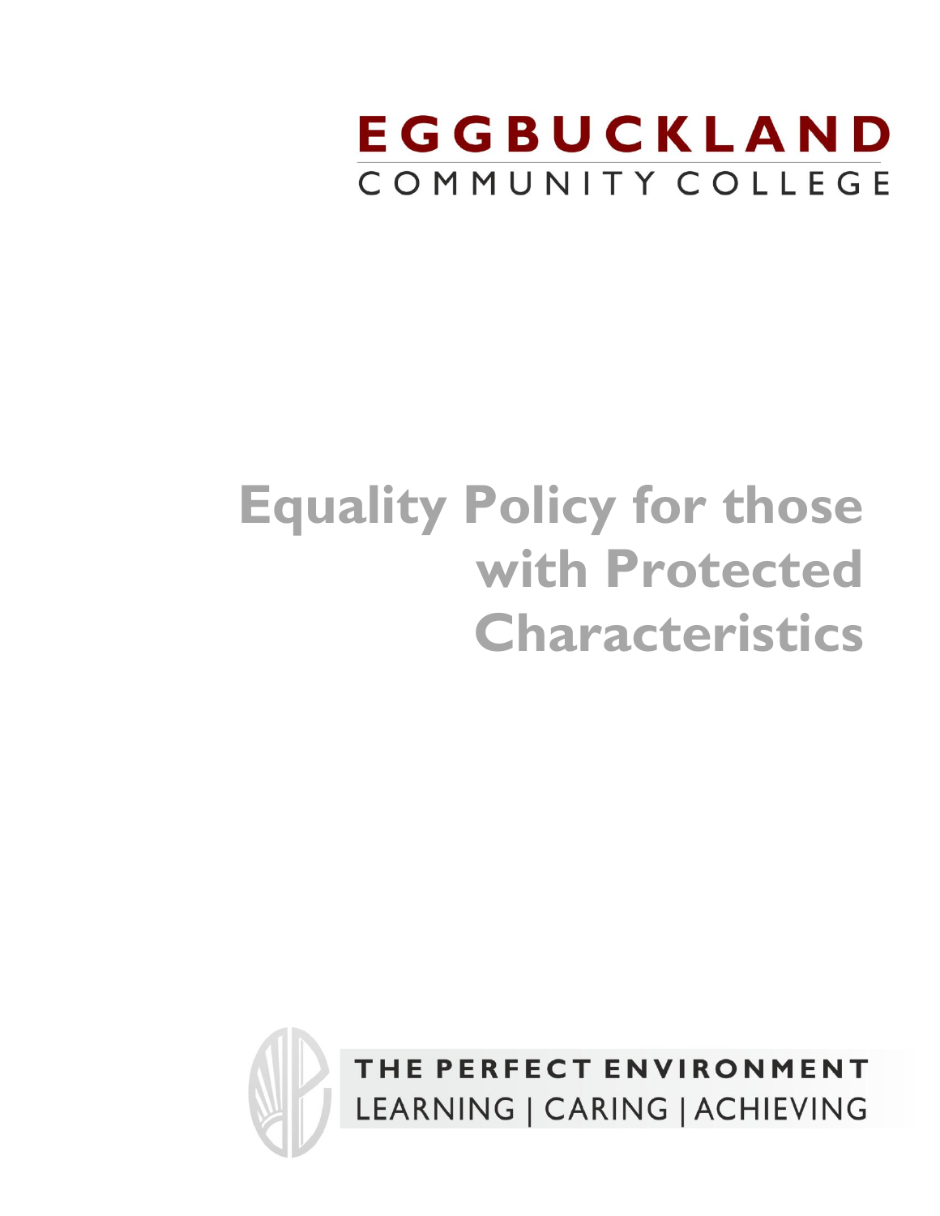EGGBUCKLAND
COMMUNITY COLLEGE

# Equality Policy for those with Protected Characteristics

THE PERFECT ENVIRONMENT
LEARNING | CARING | ACHIEVING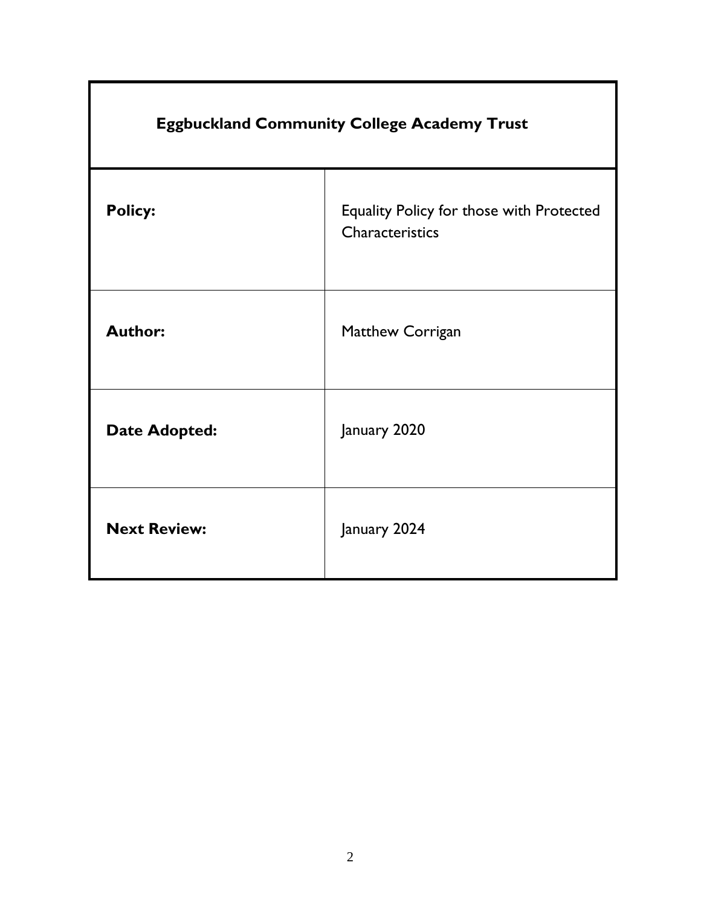| **Eggbuckland Community College Academy Trust** | |
|---|---|
| **Policy:** | Equality Policy for those with Protected Characteristics |
| **Author:** | Matthew Corrigan |
| **Date Adopted:** | January 2020 |
| **Next Review:** | January 2024 |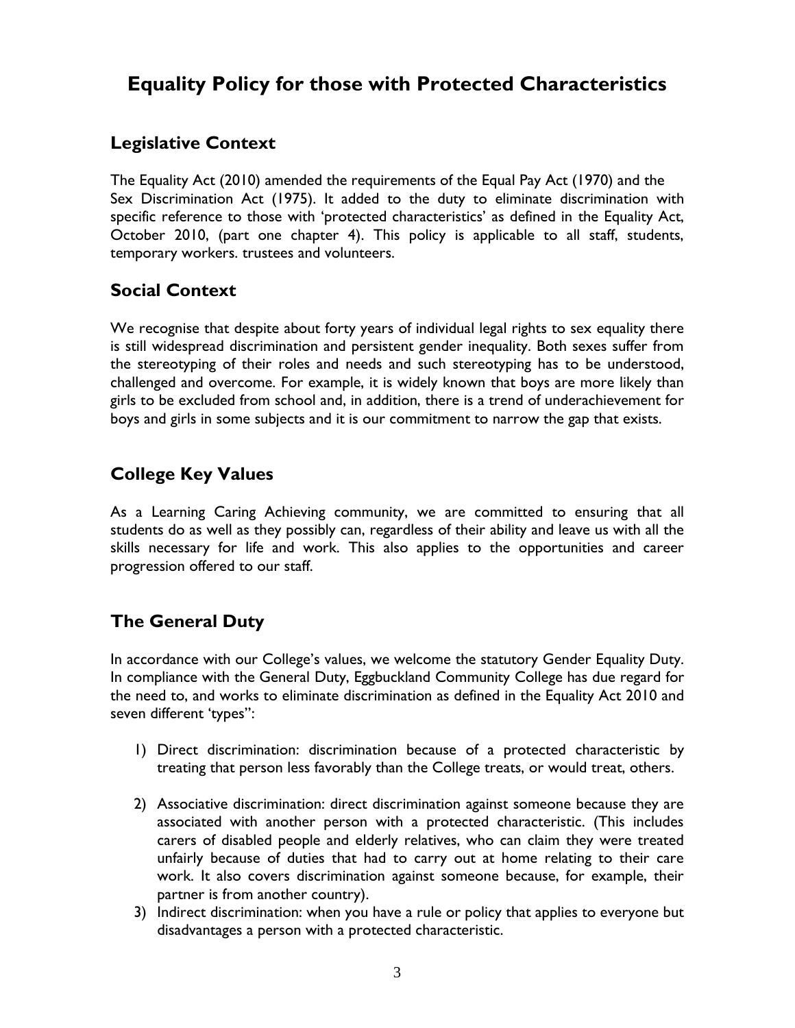# Equality Policy for those with Protected Characteristics

## Legislative Context

The Equality Act (2010) amended the requirements of the Equal Pay Act (1970) and the Sex Discrimination Act (1975). It added to the duty to eliminate discrimination with specific reference to those with 'protected characteristics' as defined in the Equality Act, October 2010, (part one chapter 4). This policy is applicable to all staff, students, temporary workers. trustees and volunteers.

## Social Context

We recognise that despite about forty years of individual legal rights to sex equality there is still widespread discrimination and persistent gender inequality. Both sexes suffer from the stereotyping of their roles and needs and such stereotyping has to be understood, challenged and overcome. For example, it is widely known that boys are more likely than girls to be excluded from school and, in addition, there is a trend of underachievement for boys and girls in some subjects and it is our commitment to narrow the gap that exists.

## College Key Values

As a Learning Caring Achieving community, we are committed to ensuring that all students do as well as they possibly can, regardless of their ability and leave us with all the skills necessary for life and work. This also applies to the opportunities and career progression offered to our staff.

## The General Duty

In accordance with our College's values, we welcome the statutory Gender Equality Duty. In compliance with the General Duty, Eggbuckland Community College has due regard for the need to, and works to eliminate discrimination as defined in the Equality Act 2010 and seven different 'types'':

1) Direct discrimination: discrimination because of a protected characteristic by treating that person less favorably than the College treats, or would treat, others.

2) Associative discrimination: direct discrimination against someone because they are associated with another person with a protected characteristic. (This includes carers of disabled people and elderly relatives, who can claim they were treated unfairly because of duties that had to carry out at home relating to their care work. It also covers discrimination against someone because, for example, their partner is from another country).
3) Indirect discrimination: when you have a rule or policy that applies to everyone but disadvantages a person with a protected characteristic.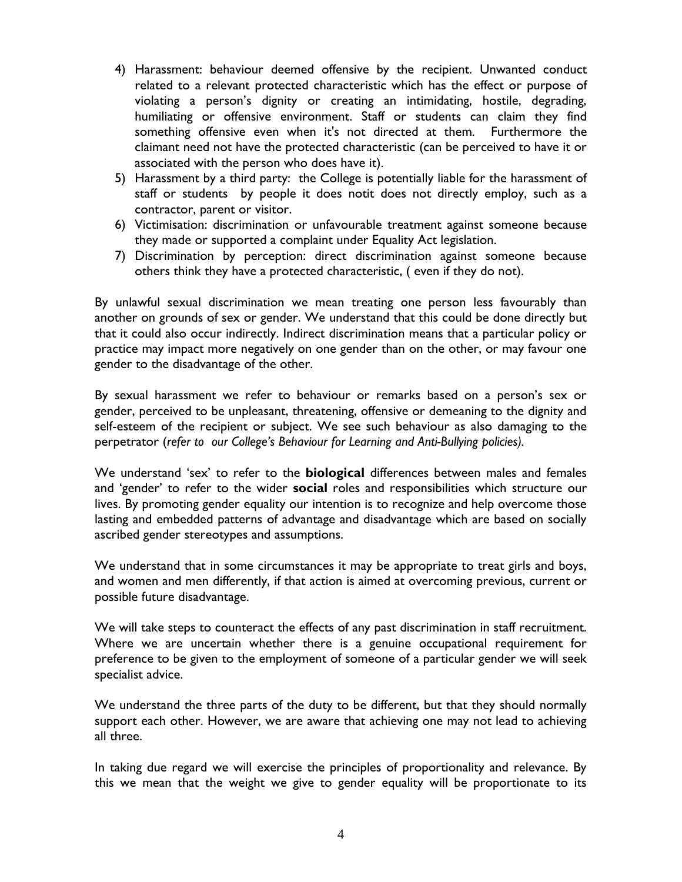4) Harassment: behaviour deemed offensive by the recipient. Unwanted conduct related to a relevant protected characteristic which has the effect or purpose of violating a person's dignity or creating an intimidating, hostile, degrading, humiliating or offensive environment. Staff or students can claim they find something offensive even when it's not directed at them. Furthermore the claimant need not have the protected characteristic (can be perceived to have it or associated with the person who does have it).
5) Harassment by a third party: the College is potentially liable for the harassment of staff or students by people it does notit does not directly employ, such as a contractor, parent or visitor.
6) Victimisation: discrimination or unfavourable treatment against someone because they made or supported a complaint under Equality Act legislation.
7) Discrimination by perception: direct discrimination against someone because others think they have a protected characteristic, ( even if they do not).

By unlawful sexual discrimination we mean treating one person less favourably than another on grounds of sex or gender. We understand that this could be done directly but that it could also occur indirectly. Indirect discrimination means that a particular policy or practice may impact more negatively on one gender than on the other, or may favour one gender to the disadvantage of the other.

By sexual harassment we refer to behaviour or remarks based on a person's sex or gender, perceived to be unpleasant, threatening, offensive or demeaning to the dignity and self-esteem of the recipient or subject. We see such behaviour as also damaging to the perpetrator (*refer to our College's Behaviour for Learning and Anti-Bullying policies).*

We understand 'sex' to refer to the **biological** differences between males and females and 'gender' to refer to the wider **social** roles and responsibilities which structure our lives. By promoting gender equality our intention is to recognize and help overcome those lasting and embedded patterns of advantage and disadvantage which are based on socially ascribed gender stereotypes and assumptions.

We understand that in some circumstances it may be appropriate to treat girls and boys, and women and men differently, if that action is aimed at overcoming previous, current or possible future disadvantage.

We will take steps to counteract the effects of any past discrimination in staff recruitment. Where we are uncertain whether there is a genuine occupational requirement for preference to be given to the employment of someone of a particular gender we will seek specialist advice.

We understand the three parts of the duty to be different, but that they should normally support each other. However, we are aware that achieving one may not lead to achieving all three.

In taking due regard we will exercise the principles of proportionality and relevance. By this we mean that the weight we give to gender equality will be proportionate to its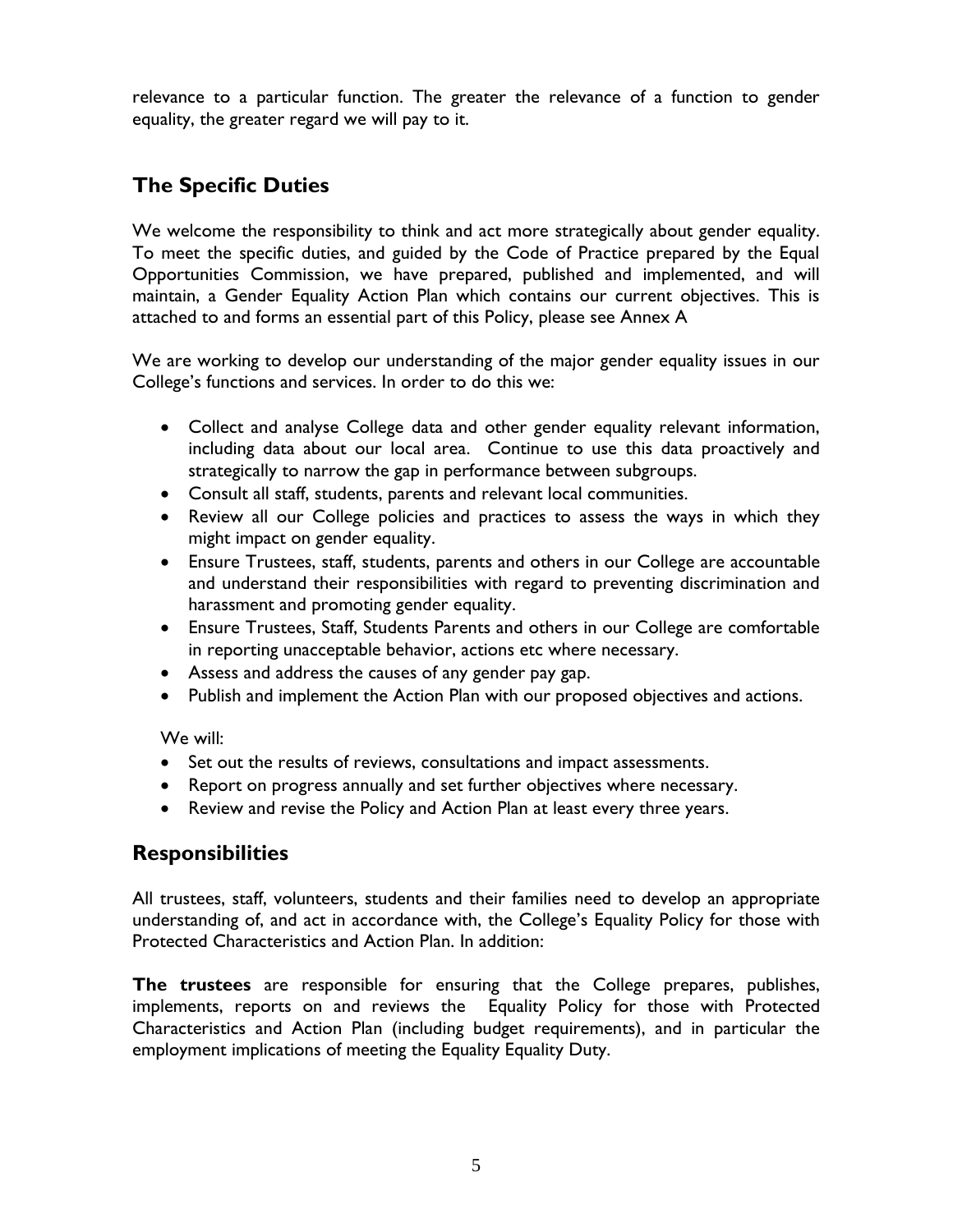relevance to a particular function. The greater the relevance of a function to gender equality, the greater regard we will pay to it.

## The Specific Duties

We welcome the responsibility to think and act more strategically about gender equality. To meet the specific duties, and guided by the Code of Practice prepared by the Equal Opportunities Commission, we have prepared, published and implemented, and will maintain, a Gender Equality Action Plan which contains our current objectives. This is attached to and forms an essential part of this Policy, please see Annex A

We are working to develop our understanding of the major gender equality issues in our College's functions and services. In order to do this we:

- Collect and analyse College data and other gender equality relevant information, including data about our local area. Continue to use this data proactively and strategically to narrow the gap in performance between subgroups.
- Consult all staff, students, parents and relevant local communities.
- Review all our College policies and practices to assess the ways in which they might impact on gender equality.
- Ensure Trustees, staff, students, parents and others in our College are accountable and understand their responsibilities with regard to preventing discrimination and harassment and promoting gender equality.
- Ensure Trustees, Staff, Students Parents and others in our College are comfortable in reporting unacceptable behavior, actions etc where necessary.
- Assess and address the causes of any gender pay gap.
- Publish and implement the Action Plan with our proposed objectives and actions.

We will:

- Set out the results of reviews, consultations and impact assessments.
- Report on progress annually and set further objectives where necessary.
- Review and revise the Policy and Action Plan at least every three years.

## Responsibilities

All trustees, staff, volunteers, students and their families need to develop an appropriate understanding of, and act in accordance with, the College's Equality Policy for those with Protected Characteristics and Action Plan. In addition:

**The trustees** are responsible for ensuring that the College prepares, publishes, implements, reports on and reviews the Equality Policy for those with Protected Characteristics and Action Plan (including budget requirements), and in particular the employment implications of meeting the Equality Equality Duty.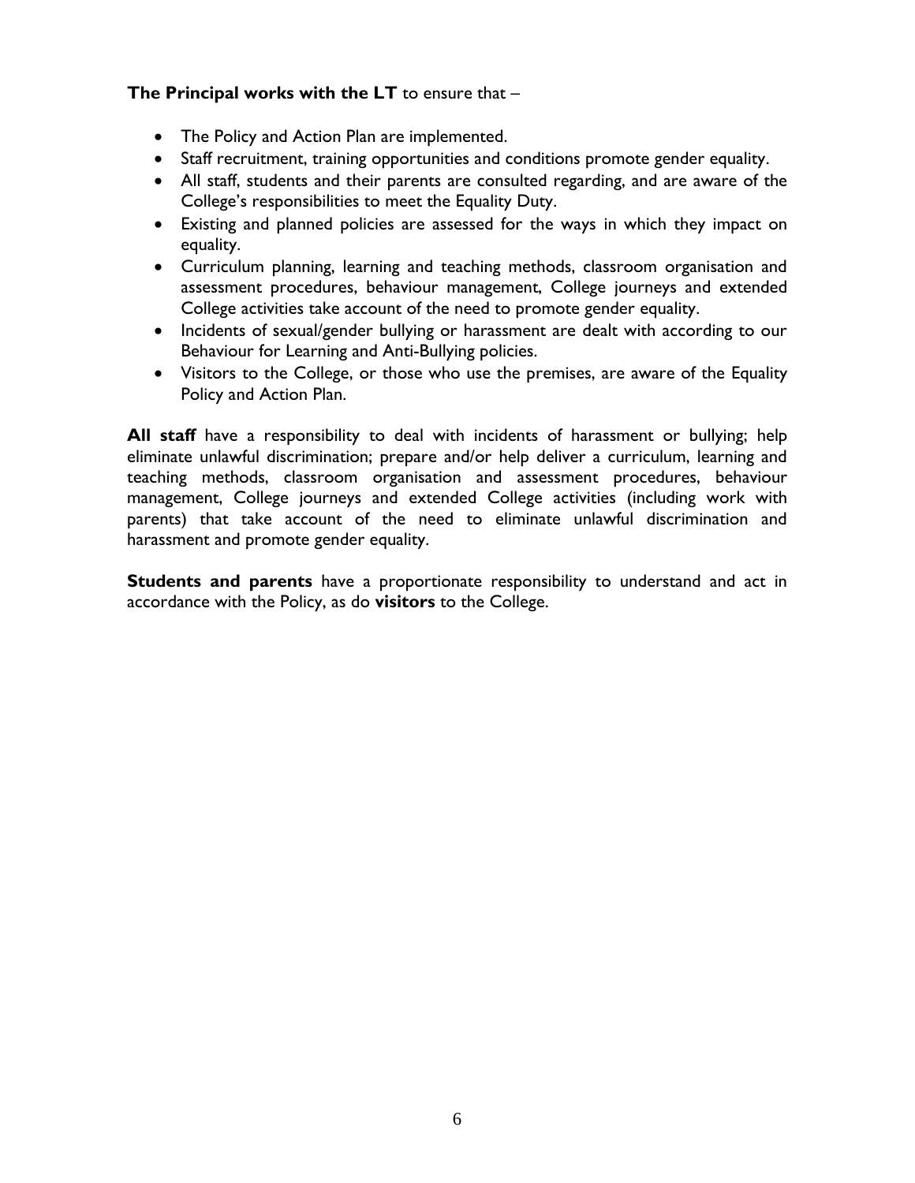**The Principal works with the LT** to ensure that –

- The Policy and Action Plan are implemented.
- Staff recruitment, training opportunities and conditions promote gender equality.
- All staff, students and their parents are consulted regarding, and are aware of the College's responsibilities to meet the Equality Duty.
- Existing and planned policies are assessed for the ways in which they impact on equality.
- Curriculum planning, learning and teaching methods, classroom organisation and assessment procedures, behaviour management, College journeys and extended College activities take account of the need to promote gender equality.
- Incidents of sexual/gender bullying or harassment are dealt with according to our Behaviour for Learning and Anti-Bullying policies.
- Visitors to the College, or those who use the premises, are aware of the Equality Policy and Action Plan.

**All staff** have a responsibility to deal with incidents of harassment or bullying; help eliminate unlawful discrimination; prepare and/or help deliver a curriculum, learning and teaching methods, classroom organisation and assessment procedures, behaviour management, College journeys and extended College activities (including work with parents) that take account of the need to eliminate unlawful discrimination and harassment and promote gender equality.

**Students and parents** have a proportionate responsibility to understand and act in accordance with the Policy, as do **visitors** to the College.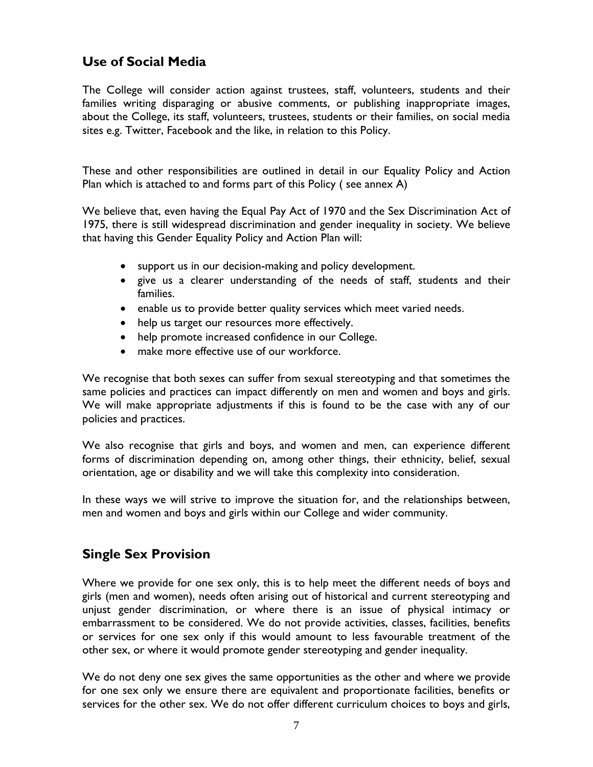## Use of Social Media

The College will consider action against trustees, staff, volunteers, students and their families writing disparaging or abusive comments, or publishing inappropriate images, about the College, its staff, volunteers, trustees, students or their families, on social media sites e.g. Twitter, Facebook and the like, in relation to this Policy.

These and other responsibilities are outlined in detail in our Equality Policy and Action Plan which is attached to and forms part of this Policy ( see annex A)

We believe that, even having the Equal Pay Act of 1970 and the Sex Discrimination Act of 1975, there is still widespread discrimination and gender inequality in society. We believe that having this Gender Equality Policy and Action Plan will:

- support us in our decision-making and policy development.
- give us a clearer understanding of the needs of staff, students and their families.
- enable us to provide better quality services which meet varied needs.
- help us target our resources more effectively.
- help promote increased confidence in our College.
- make more effective use of our workforce.

We recognise that both sexes can suffer from sexual stereotyping and that sometimes the same policies and practices can impact differently on men and women and boys and girls. We will make appropriate adjustments if this is found to be the case with any of our policies and practices.

We also recognise that girls and boys, and women and men, can experience different forms of discrimination depending on, among other things, their ethnicity, belief, sexual orientation, age or disability and we will take this complexity into consideration.

In these ways we will strive to improve the situation for, and the relationships between, men and women and boys and girls within our College and wider community.

## Single Sex Provision

Where we provide for one sex only, this is to help meet the different needs of boys and girls (men and women), needs often arising out of historical and current stereotyping and unjust gender discrimination, or where there is an issue of physical intimacy or embarrassment to be considered. We do not provide activities, classes, facilities, benefits or services for one sex only if this would amount to less favourable treatment of the other sex, or where it would promote gender stereotyping and gender inequality.

We do not deny one sex gives the same opportunities as the other and where we provide for one sex only we ensure there are equivalent and proportionate facilities, benefits or services for the other sex. We do not offer different curriculum choices to boys and girls,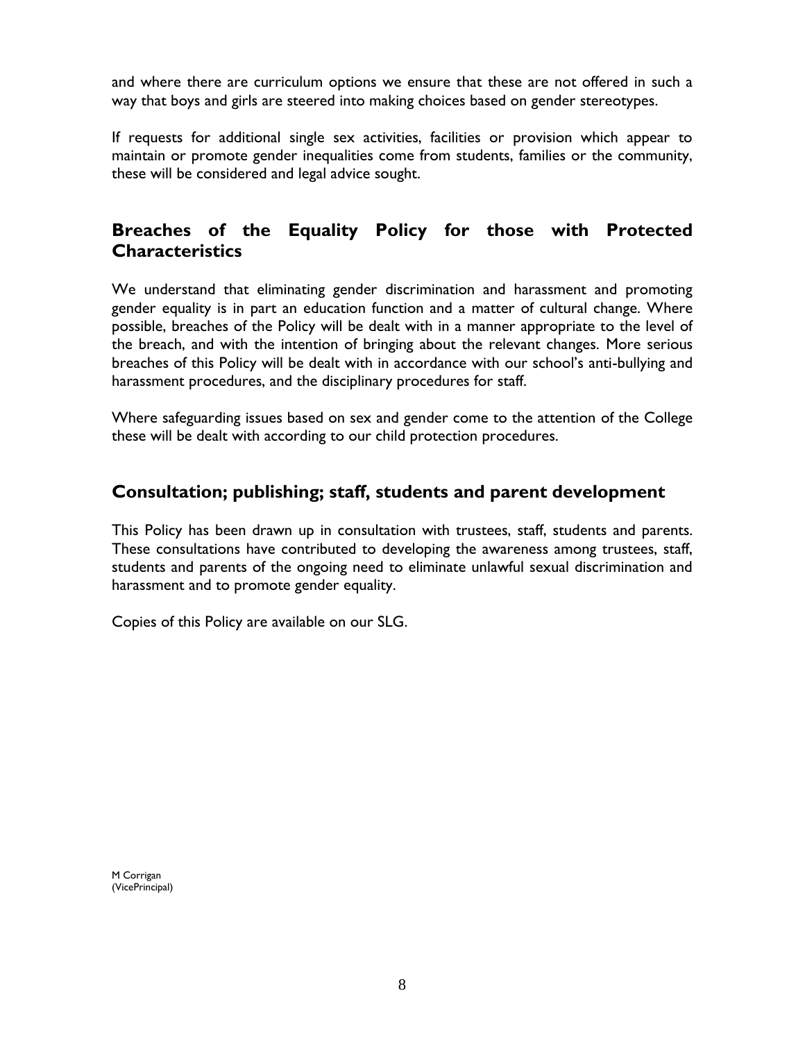and where there are curriculum options we ensure that these are not offered in such a way that boys and girls are steered into making choices based on gender stereotypes.

If requests for additional single sex activities, facilities or provision which appear to maintain or promote gender inequalities come from students, families or the community, these will be considered and legal advice sought.

## Breaches of the Equality Policy for those with Protected Characteristics

We understand that eliminating gender discrimination and harassment and promoting gender equality is in part an education function and a matter of cultural change. Where possible, breaches of the Policy will be dealt with in a manner appropriate to the level of the breach, and with the intention of bringing about the relevant changes. More serious breaches of this Policy will be dealt with in accordance with our school's anti-bullying and harassment procedures, and the disciplinary procedures for staff.

Where safeguarding issues based on sex and gender come to the attention of the College these will be dealt with according to our child protection procedures.

## Consultation; publishing; staff, students and parent development

This Policy has been drawn up in consultation with trustees, staff, students and parents. These consultations have contributed to developing the awareness among trustees, staff, students and parents of the ongoing need to eliminate unlawful sexual discrimination and harassment and to promote gender equality.

Copies of this Policy are available on our SLG.

M Corrigan
(VicePrincipal)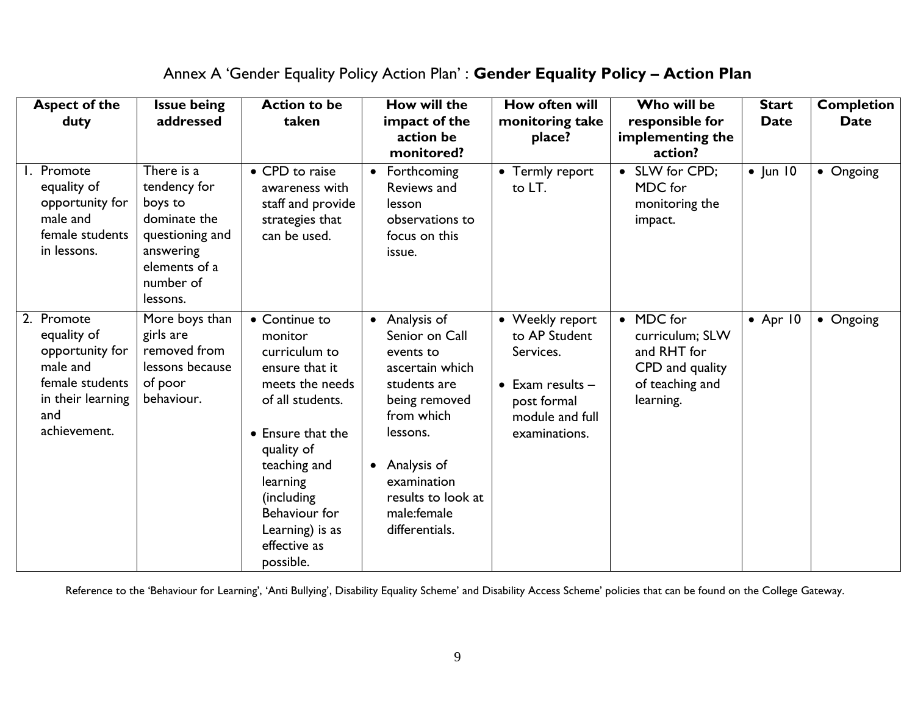# Annex A 'Gender Equality Policy Action Plan' : **Gender Equality Policy – Action Plan**

| Aspect of the duty | Issue being addressed | Action to be taken | How will the impact of the action be monitored? | How often will monitoring take place? | Who will be responsible for implementing the action? | Start Date | Completion Date |
|---|---|---|---|---|---|---|---|
| 1. Promote equality of opportunity for male and female students in lessons. | There is a tendency for boys to dominate the questioning and answering elements of a number of lessons. | • CPD to raise awareness with staff and provide strategies that can be used. | • Forthcoming Reviews and lesson observations to focus on this issue. | • Termly report to LT. | • SLW for CPD; MDC for monitoring the impact. | • Jun 10 | • Ongoing |
| 2. Promote equality of opportunity for male and female students in their learning and achievement. | More boys than girls are removed from lessons because of poor behaviour. | • Continue to monitor curriculum to ensure that it meets the needs of all students.<br><br>• Ensure that the quality of teaching and learning (including Behaviour for Learning) is as effective as possible. | • Analysis of Senior on Call events to ascertain which students are being removed from which lessons.<br><br>• Analysis of examination results to look at male:female differentials. | • Weekly report to AP Student Services.<br><br>• Exam results – post formal module and full examinations. | • MDC for curriculum; SLW and RHT for CPD and quality of teaching and learning. | • Apr 10 | • Ongoing |

Reference to the 'Behaviour for Learning', 'Anti Bullying', Disability Equality Scheme' and Disability Access Scheme' policies that can be found on the College Gateway.